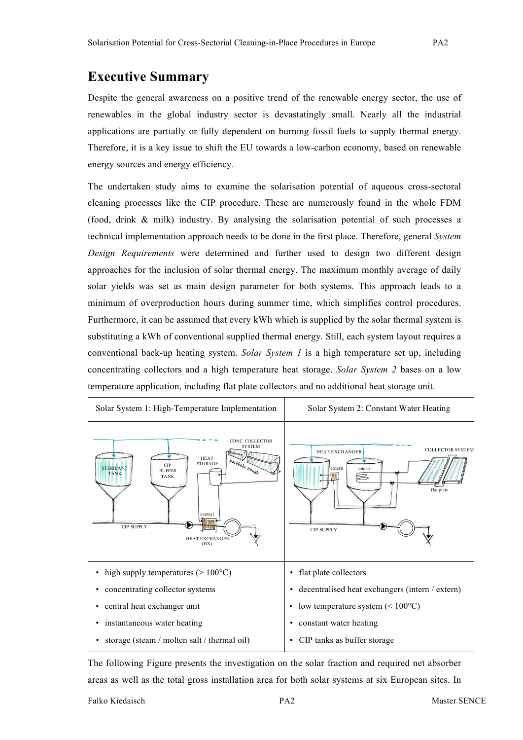# Executive Summary

Despite the general awareness on a positive trend of the renewable energy sector, the use of renewables in the global industry sector is devastatingly small. Nearly all the industrial applications are partially or fully dependent on burning fossil fuels to supply thermal energy. Therefore, it is a key issue to shift the EU towards a low-carbon economy, based on renewable energy sources and energy efficiency.

The undertaken study aims to examine the solarisation potential of aqueous cross-sectoral cleaning processes like the CIP procedure. These are numerously found in the whole FDM (food, drink & milk) industry. By analysing the solarisation potential of such processes a technical implementation approach needs to be done in the first place. Therefore, general *System Design Requirements* were determined and further used to design two different design approaches for the inclusion of solar thermal energy. The maximum monthly average of daily solar yields was set as main design parameter for both systems. This approach leads to a minimum of overproduction hours during summer time, which simplifies control procedures. Furthermore, it can be assumed that every kWh which is supplied by the solar thermal system is substituting a kWh of conventional supplied thermal energy. Still, each system layout requires a conventional back-up heating system. *Solar System 1* is a high temperature set up, including concentrating collectors and a high temperature heat storage. *Solar System 2* bases on a low temperature application, including flat plate collectors and no additional heat storage unit.

| Solar System 1: High-Temperature Implementation | Solar System 2: Constant Water Heating |
|---|---|
| • high supply temperatures (> 100°C)<br>• concentrating collector systems<br>• central heat exchanger unit<br>• instantaneous water heating<br>• storage (steam / molten salt / thermal oil) | • flat plate collectors<br>• decentralised heat exchangers (intern / extern)<br>• low temperature system (< 100°C)<br>• constant water heating<br>• CIP tanks as buffer storage |

The following Figure presents the investigation on the solar fraction and required net absorber areas as well as the total gross installation area for both solar systems at six European sites. In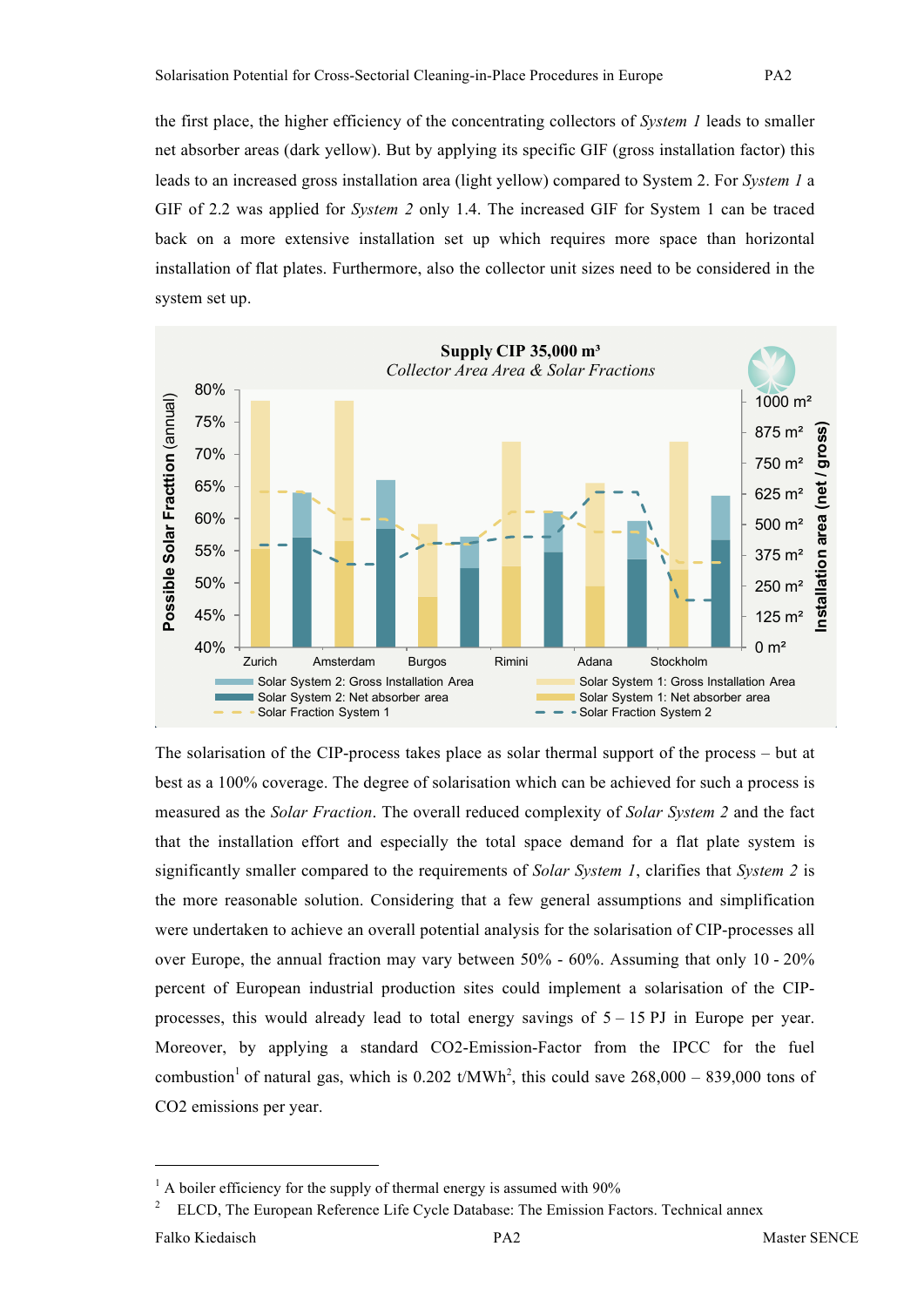the first place, the higher efficiency of the concentrating collectors of *System 1* leads to smaller net absorber areas (dark yellow). But by applying its specific GIF (gross installation factor) this leads to an increased gross installation area (light yellow) compared to System 2. For *System 1* a GIF of 2.2 was applied for *System 2* only 1.4. The increased GIF for System 1 can be traced back on a more extensive installation set up which requires more space than horizontal installation of flat plates. Furthermore, also the collector unit sizes need to be considered in the system set up.

**Supply CIP 35,000 m³**
*Collector Area Area & Solar Fractions*

Possible Solar Fraction (annual)
80%
75%
70%
65%
60%
55%
50%
45%
40%

Installation area (net / gross)
1000 m²
875 m²
750 m²
625 m²
500 m²
375 m²
250 m²
125 m²
0 m²

Zurich
Amsterdam
Burgos
Rimini
Adana
Stockholm

Solar System 2: Gross Installation Area
Solar System 2: Net absorber area
Solar Fraction System 1
Solar System 1: Gross Installation Area
Solar System 1: Net absorber area
Solar Fraction System 2

The solarisation of the CIP-process takes place as solar thermal support of the process – but at best as a 100% coverage. The degree of solarisation which can be achieved for such a process is measured as the *Solar Fraction*. The overall reduced complexity of *Solar System 2* and the fact that the installation effort and especially the total space demand for a flat plate system is significantly smaller compared to the requirements of *Solar System 1*, clarifies that *System 2* is the more reasonable solution. Considering that a few general assumptions and simplification were undertaken to achieve an overall potential analysis for the solarisation of CIP-processes all over Europe, the annual fraction may vary between 50% - 60%. Assuming that only 10 - 20% percent of European industrial production sites could implement a solarisation of the CIP-processes, this would already lead to total energy savings of 5 – 15 PJ in Europe per year. Moreover, by applying a standard CO2-Emission-Factor from the IPCC for the fuel combustion[1] of natural gas, which is 0.202 t/MWh[2], this could save 268,000 – 839,000 tons of CO2 emissions per year.

---

[1] A boiler efficiency for the supply of thermal energy is assumed with 90%

[2] ELCD, The European Reference Life Cycle Database: The Emission Factors. Technical annex